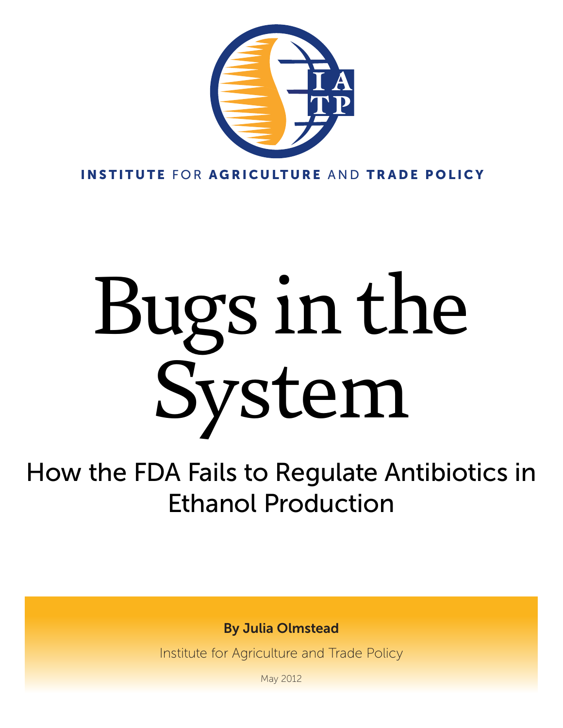INSTITUTE FOR AGRICULTURE AND TRADE POLICY

# Bugs in the System

## How the FDA Fails to Regulate Antibiotics in Ethanol Production

**By Julia Olmstead**

Institute for Agriculture and Trade Policy

May 2012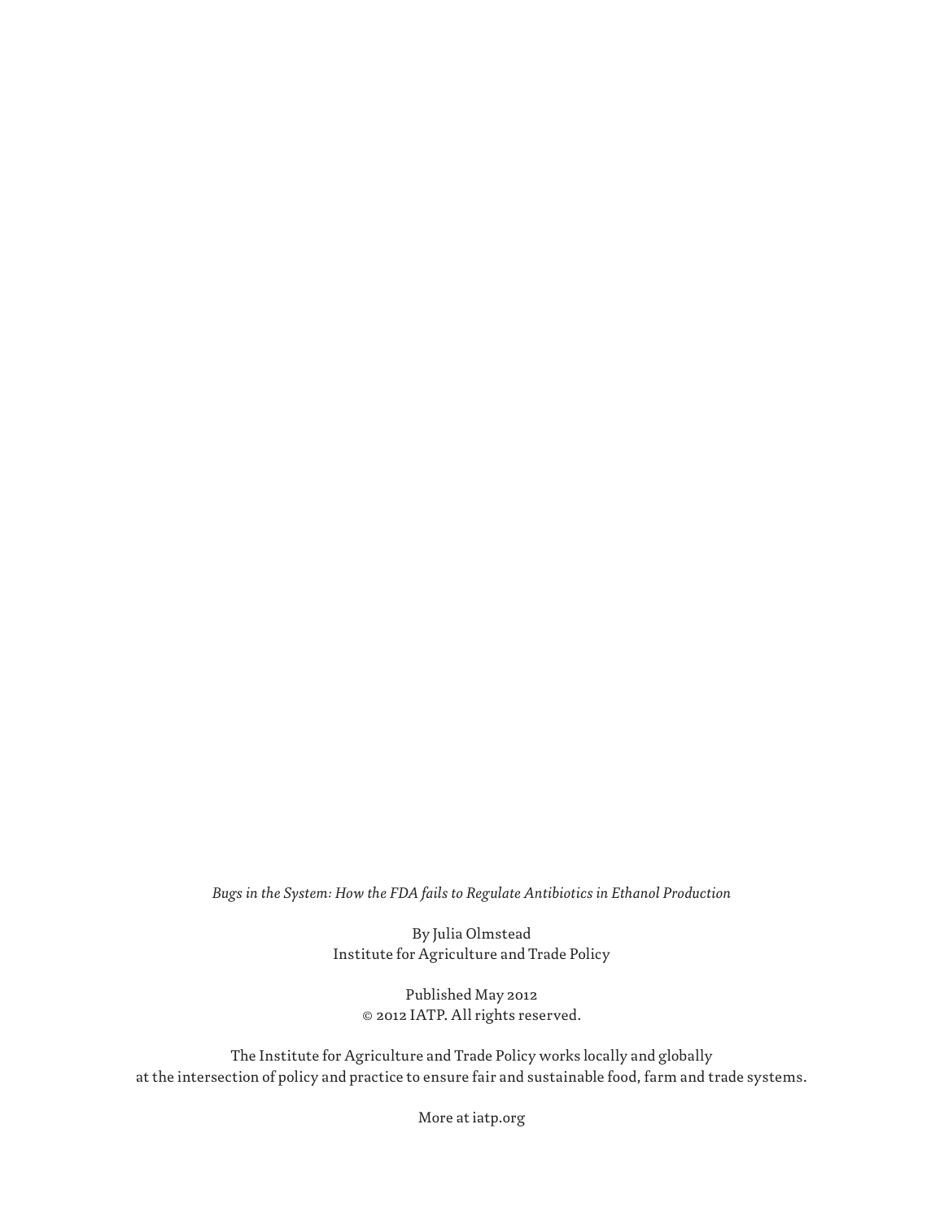*Bugs in the System: How the FDA fails to Regulate Antibiotics in Ethanol Production*

By Julia Olmstead
Institute for Agriculture and Trade Policy

Published May 2012
© 2012 IATP. All rights reserved.

The Institute for Agriculture and Trade Policy works locally and globally at the intersection of policy and practice to ensure fair and sustainable food, farm and trade systems.

More at iatp.org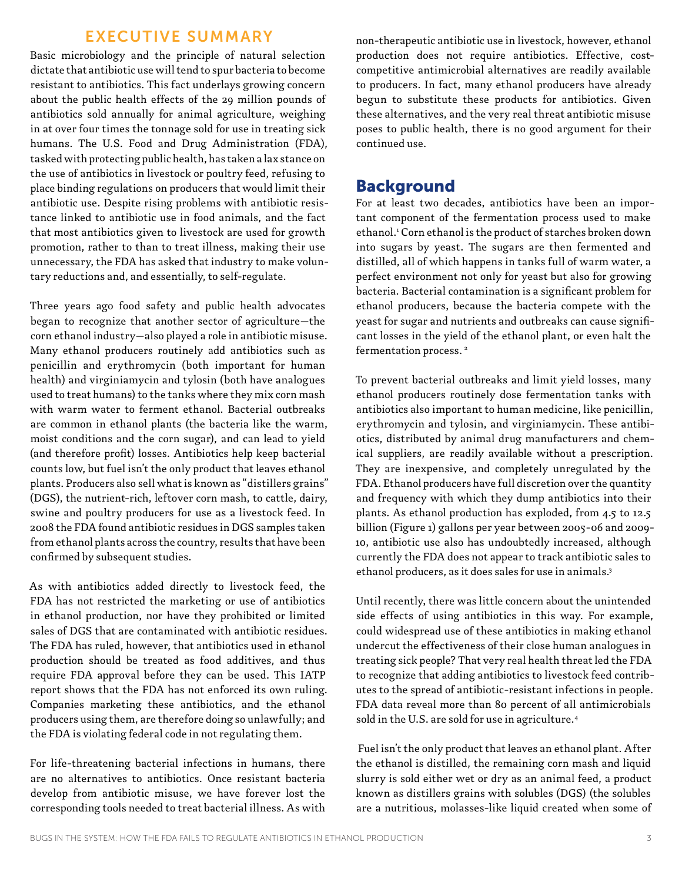## EXECUTIVE SUMMARY

Basic microbiology and the principle of natural selection dictate that antibiotic use will tend to spur bacteria to become resistant to antibiotics. This fact underlays growing concern about the public health effects of the 29 million pounds of antibiotics sold annually for animal agriculture, weighing in at over four times the tonnage sold for use in treating sick humans. The U.S. Food and Drug Administration (FDA), tasked with protecting public health, has taken a lax stance on the use of antibiotics in livestock or poultry feed, refusing to place binding regulations on producers that would limit their antibiotic use. Despite rising problems with antibiotic resistance linked to antibiotic use in food animals, and the fact that most antibiotics given to livestock are used for growth promotion, rather to than to treat illness, making their use unnecessary, the FDA has asked that industry to make voluntary reductions and, and essentially, to self-regulate.

Three years ago food safety and public health advocates began to recognize that another sector of agriculture—the corn ethanol industry—also played a role in antibiotic misuse. Many ethanol producers routinely add antibiotics such as penicillin and erythromycin (both important for human health) and virginiamycin and tylosin (both have analogues used to treat humans) to the tanks where they mix corn mash with warm water to ferment ethanol. Bacterial outbreaks are common in ethanol plants (the bacteria like the warm, moist conditions and the corn sugar), and can lead to yield (and therefore profit) losses. Antibiotics help keep bacterial counts low, but fuel isn't the only product that leaves ethanol plants. Producers also sell what is known as "distillers grains" (DGS), the nutrient-rich, leftover corn mash, to cattle, dairy, swine and poultry producers for use as a livestock feed. In 2008 the FDA found antibiotic residues in DGS samples taken from ethanol plants across the country, results that have been confirmed by subsequent studies.

As with antibiotics added directly to livestock feed, the FDA has not restricted the marketing or use of antibiotics in ethanol production, nor have they prohibited or limited sales of DGS that are contaminated with antibiotic residues. The FDA has ruled, however, that antibiotics used in ethanol production should be treated as food additives, and thus require FDA approval before they can be used. This IATP report shows that the FDA has not enforced its own ruling. Companies marketing these antibiotics, and the ethanol producers using them, are therefore doing so unlawfully; and the FDA is violating federal code in not regulating them.

For life-threatening bacterial infections in humans, there are no alternatives to antibiotics. Once resistant bacteria develop from antibiotic misuse, we have forever lost the corresponding tools needed to treat bacterial illness. As with non-therapeutic antibiotic use in livestock, however, ethanol production does not require antibiotics. Effective, cost-competitive antimicrobial alternatives are readily available to producers. In fact, many ethanol producers have already begun to substitute these products for antibiotics. Given these alternatives, and the very real threat antibiotic misuse poses to public health, there is no good argument for their continued use.

## Background

For at least two decades, antibiotics have been an important component of the fermentation process used to make ethanol.[1] Corn ethanol is the product of starches broken down into sugars by yeast. The sugars are then fermented and distilled, all of which happens in tanks full of warm water, a perfect environment not only for yeast but also for growing bacteria. Bacterial contamination is a significant problem for ethanol producers, because the bacteria compete with the yeast for sugar and nutrients and outbreaks can cause significant losses in the yield of the ethanol plant, or even halt the fermentation process. [2]

To prevent bacterial outbreaks and limit yield losses, many ethanol producers routinely dose fermentation tanks with antibiotics also important to human medicine, like penicillin, erythromycin and tylosin, and virginiamycin. These antibiotics, distributed by animal drug manufacturers and chemical suppliers, are readily available without a prescription. They are inexpensive, and completely unregulated by the FDA. Ethanol producers have full discretion over the quantity and frequency with which they dump antibiotics into their plants. As ethanol production has exploded, from 4.5 to 12.5 billion (Figure 1) gallons per year between 2005-06 and 2009-10, antibiotic use also has undoubtedly increased, although currently the FDA does not appear to track antibiotic sales to ethanol producers, as it does sales for use in animals.[3]

Until recently, there was little concern about the unintended side effects of using antibiotics in this way. For example, could widespread use of these antibiotics in making ethanol undercut the effectiveness of their close human analogues in treating sick people? That very real health threat led the FDA to recognize that adding antibiotics to livestock feed contributes to the spread of antibiotic-resistant infections in people. FDA data reveal more than 80 percent of all antimicrobials sold in the U.S. are sold for use in agriculture.[4]

Fuel isn't the only product that leaves an ethanol plant. After the ethanol is distilled, the remaining corn mash and liquid slurry is sold either wet or dry as an animal feed, a product known as distillers grains with solubles (DGS) (the solubles are a nutritious, molasses-like liquid created when some of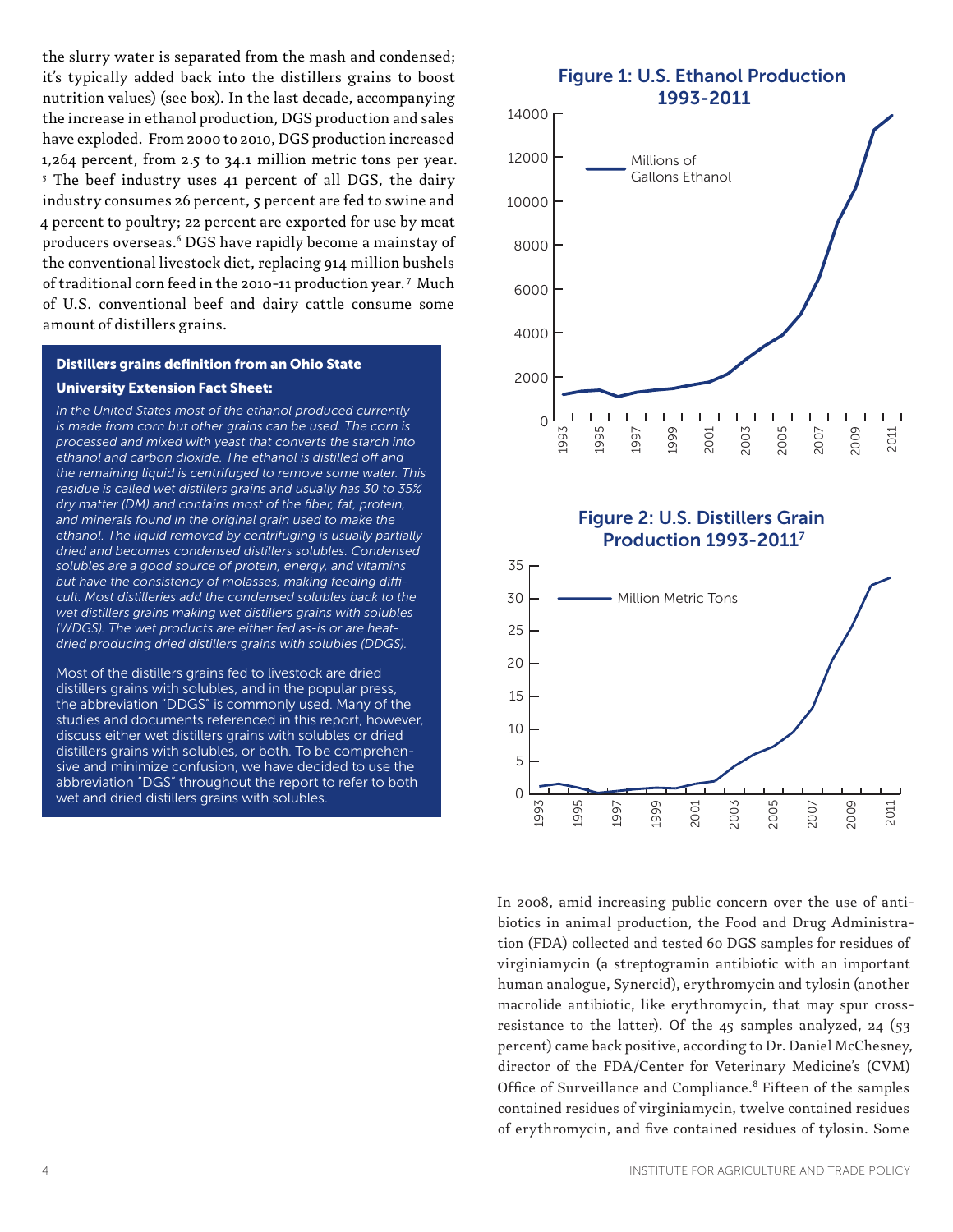the slurry water is separated from the mash and condensed; it's typically added back into the distillers grains to boost nutrition values) (see box). In the last decade, accompanying the increase in ethanol production, DGS production and sales have exploded. From 2000 to 2010, DGS production increased 1,264 percent, from 2.5 to 34.1 million metric tons per year.[5] The beef industry uses 41 percent of all DGS, the dairy industry consumes 26 percent, 5 percent are fed to swine and 4 percent to poultry; 22 percent are exported for use by meat producers overseas.[6] DGS have rapidly become a mainstay of the conventional livestock diet, replacing 914 million bushels of traditional corn feed in the 2010-11 production year.[7] Much of U.S. conventional beef and dairy cattle consume some amount of distillers grains.

**Distillers grains definition from an Ohio State University Extension Fact Sheet:**

*In the United States most of the ethanol produced currently is made from corn but other grains can be used. The corn is processed and mixed with yeast that converts the starch into ethanol and carbon dioxide. The ethanol is distilled off and the remaining liquid is centrifuged to remove some water. This residue is called wet distillers grains and usually has 30 to 35% dry matter (DM) and contains most of the fiber, fat, protein, and minerals found in the original grain used to make the ethanol. The liquid removed by centrifuging is usually partially dried and becomes condensed distillers solubles. Condensed solubles are a good source of protein, energy, and vitamins but have the consistency of molasses, making feeding difficult. Most distilleries add the condensed solubles back to the wet distillers grains making wet distillers grains with solubles (WDGS). The wet products are either fed as-is or are heat-dried producing dried distillers grains with solubles (DDGS).*

Most of the distillers grains fed to livestock are dried distillers grains with solubles, and in the popular press, the abbreviation "DDGS" is commonly used. Many of the studies and documents referenced in this report, however, discuss either wet distillers grains with solubles or dried distillers grains with solubles, or both. To be comprehensive and minimize confusion, we have decided to use the abbreviation "DGS" throughout the report to refer to both wet and dried distillers grains with solubles.

**Figure 1: U.S. Ethanol Production 1993-2011**

**Figure 2: U.S. Distillers Grain Production 1993-2011[7]**

In 2008, amid increasing public concern over the use of antibiotics in animal production, the Food and Drug Administration (FDA) collected and tested 60 DGS samples for residues of virginiamycin (a streptogramin antibiotic with an important human analogue, Synercid), erythromycin and tylosin (another macrolide antibiotic, like erythromycin, that may spur cross-resistance to the latter). Of the 45 samples analyzed, 24 (53 percent) came back positive, according to Dr. Daniel McChesney, director of the FDA/Center for Veterinary Medicine's (CVM) Office of Surveillance and Compliance.[8] Fifteen of the samples contained residues of virginiamycin, twelve contained residues of erythromycin, and five contained residues of tylosin. Some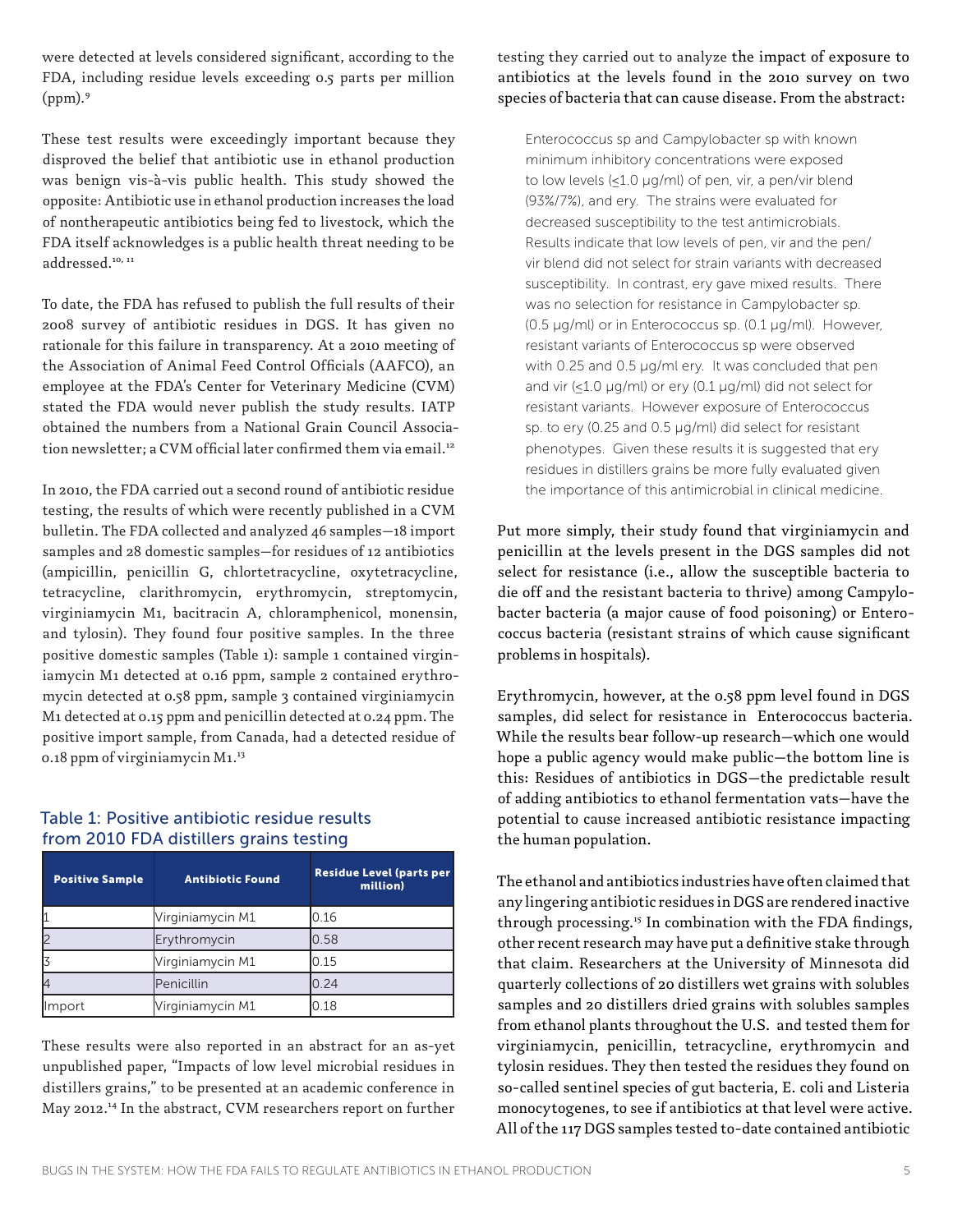were detected at levels considered significant, according to the FDA, including residue levels exceeding 0.5 parts per million (ppm).[9]

These test results were exceedingly important because they disproved the belief that antibiotic use in ethanol production was benign vis-à-vis public health. This study showed the opposite: Antibiotic use in ethanol production increases the load of nontherapeutic antibiotics being fed to livestock, which the FDA itself acknowledges is a public health threat needing to be addressed.[10, 11]

To date, the FDA has refused to publish the full results of their 2008 survey of antibiotic residues in DGS. It has given no rationale for this failure in transparency. At a 2010 meeting of the Association of Animal Feed Control Officials (AAFCO), an employee at the FDA's Center for Veterinary Medicine (CVM) stated the FDA would never publish the study results. IATP obtained the numbers from a National Grain Council Association newsletter; a CVM official later confirmed them via email.[12]

In 2010, the FDA carried out a second round of antibiotic residue testing, the results of which were recently published in a CVM bulletin. The FDA collected and analyzed 46 samples—18 import samples and 28 domestic samples—for residues of 12 antibiotics (ampicillin, penicillin G, chlortetracycline, oxytetracycline, tetracycline, clarithromycin, erythromycin, streptomycin, virginiamycin M1, bacitracin A, chloramphenicol, monensin, and tylosin). They found four positive samples. In the three positive domestic samples (Table 1): sample 1 contained virginiamycin M1 detected at 0.16 ppm, sample 2 contained erythromycin detected at 0.58 ppm, sample 3 contained virginiamycin M1 detected at 0.15 ppm and penicillin detected at 0.24 ppm. The positive import sample, from Canada, had a detected residue of 0.18 ppm of virginiamycin M1.[13]

### Table 1: Positive antibiotic residue results from 2010 FDA distillers grains testing

| Positive Sample | Antibiotic Found | Residue Level (parts per million) |
|---|---|---|
| 1 | Virginiamycin M1 | 0.16 |
| 2 | Erythromycin | 0.58 |
| 3 | Virginiamycin M1 | 0.15 |
| 4 | Penicillin | 0.24 |
| Import | Virginiamycin M1 | 0.18 |

These results were also reported in an abstract for an as-yet unpublished paper, "Impacts of low level microbial residues in distillers grains," to be presented at an academic conference in May 2012.[14] In the abstract, CVM researchers report on further testing they carried out to analyze the impact of exposure to antibiotics at the levels found in the 2010 survey on two species of bacteria that can cause disease. From the abstract:

> Enterococcus sp and Campylobacter sp with known minimum inhibitory concentrations were exposed to low levels (≤1.0 µg/ml) of pen, vir, a pen/vir blend (93%/7%), and ery. The strains were evaluated for decreased susceptibility to the test antimicrobials. Results indicate that low levels of pen, vir and the pen/vir blend did not select for strain variants with decreased susceptibility. In contrast, ery gave mixed results. There was no selection for resistance in Campylobacter sp. (0.5 µg/ml) or in Enterococcus sp. (0.1 µg/ml). However, resistant variants of Enterococcus sp were observed with 0.25 and 0.5 µg/ml ery. It was concluded that pen and vir (≤1.0 µg/ml) or ery (0.1 µg/ml) did not select for resistant variants. However exposure of Enterococcus sp. to ery (0.25 and 0.5 µg/ml) did select for resistant phenotypes. Given these results it is suggested that ery residues in distillers grains be more fully evaluated given the importance of this antimicrobial in clinical medicine.

Put more simply, their study found that virginiamycin and penicillin at the levels present in the DGS samples did not select for resistance (i.e., allow the susceptible bacteria to die off and the resistant bacteria to thrive) among Campylobacter bacteria (a major cause of food poisoning) or Enterococcus bacteria (resistant strains of which cause significant problems in hospitals).

Erythromycin, however, at the 0.58 ppm level found in DGS samples, did select for resistance in Enterococcus bacteria. While the results bear follow-up research—which one would hope a public agency would make public—the bottom line is this: Residues of antibiotics in DGS—the predictable result of adding antibiotics to ethanol fermentation vats—have the potential to cause increased antibiotic resistance impacting the human population.

The ethanol and antibiotics industries have often claimed that any lingering antibiotic residues in DGS are rendered inactive through processing.[15] In combination with the FDA findings, other recent research may have put a definitive stake through that claim. Researchers at the University of Minnesota did quarterly collections of 20 distillers wet grains with solubles samples and 20 distillers dried grains with solubles samples from ethanol plants throughout the U.S. and tested them for virginiamycin, penicillin, tetracycline, erythromycin and tylosin residues. They then tested the residues they found on so-called sentinel species of gut bacteria, E. coli and Listeria monocytogenes, to see if antibiotics at that level were active. All of the 117 DGS samples tested to-date contained antibiotic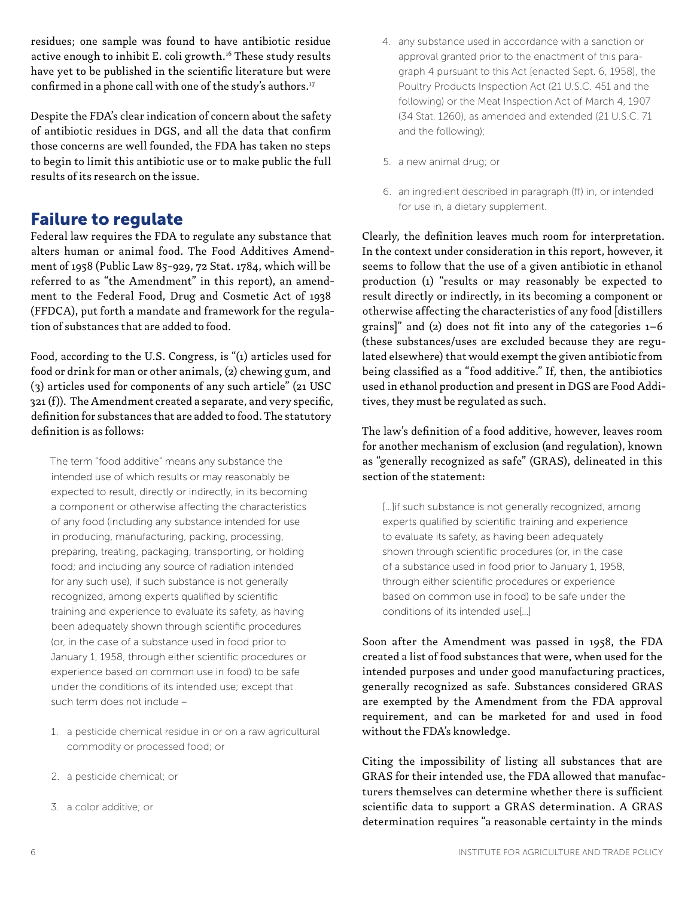residues; one sample was found to have antibiotic residue active enough to inhibit E. coli growth.[16] These study results have yet to be published in the scientific literature but were confirmed in a phone call with one of the study's authors.[17]

Despite the FDA's clear indication of concern about the safety of antibiotic residues in DGS, and all the data that confirm those concerns are well founded, the FDA has taken no steps to begin to limit this antibiotic use or to make public the full results of its research on the issue.

## Failure to regulate

Federal law requires the FDA to regulate any substance that alters human or animal food. The Food Additives Amendment of 1958 (Public Law 85-929, 72 Stat. 1784, which will be referred to as "the Amendment" in this report), an amendment to the Federal Food, Drug and Cosmetic Act of 1938 (FFDCA), put forth a mandate and framework for the regulation of substances that are added to food.

Food, according to the U.S. Congress, is "(1) articles used for food or drink for man or other animals, (2) chewing gum, and (3) articles used for components of any such article" (21 USC 321 (f)). The Amendment created a separate, and very specific, definition for substances that are added to food. The statutory definition is as follows:

> The term "food additive" means any substance the intended use of which results or may reasonably be expected to result, directly or indirectly, in its becoming a component or otherwise affecting the characteristics of any food (including any substance intended for use in producing, manufacturing, packing, processing, preparing, treating, packaging, transporting, or holding food; and including any source of radiation intended for any such use), if such substance is not generally recognized, among experts qualified by scientific training and experience to evaluate its safety, as having been adequately shown through scientific procedures (or, in the case of a substance used in food prior to January 1, 1958, through either scientific procedures or experience based on common use in food) to be safe under the conditions of its intended use; except that such term does not include –
>
> 1. a pesticide chemical residue in or on a raw agricultural commodity or processed food; or
> 2. a pesticide chemical; or
> 3. a color additive; or
> 4. any substance used in accordance with a sanction or approval granted prior to the enactment of this paragraph 4 pursuant to this Act [enacted Sept. 6, 1958], the Poultry Products Inspection Act (21 U.S.C. 451 and the following) or the Meat Inspection Act of March 4, 1907 (34 Stat. 1260), as amended and extended (21 U.S.C. 71 and the following);
> 5. a new animal drug; or
> 6. an ingredient described in paragraph (ff) in, or intended for use in, a dietary supplement.

Clearly, the definition leaves much room for interpretation. In the context under consideration in this report, however, it seems to follow that the use of a given antibiotic in ethanol production (1) "results or may reasonably be expected to result directly or indirectly, in its becoming a component or otherwise affecting the characteristics of any food [distillers grains]" and (2) does not fit into any of the categories 1–6 (these substances/uses are excluded because they are regulated elsewhere) that would exempt the given antibiotic from being classified as a "food additive." If, then, the antibiotics used in ethanol production and present in DGS are Food Additives, they must be regulated as such.

The law's definition of a food additive, however, leaves room for another mechanism of exclusion (and regulation), known as "generally recognized as safe" (GRAS), delineated in this section of the statement:

> [...]if such substance is not generally recognized, among experts qualified by scientific training and experience to evaluate its safety, as having been adequately shown through scientific procedures (or, in the case of a substance used in food prior to January 1, 1958, through either scientific procedures or experience based on common use in food) to be safe under the conditions of its intended use[...]

Soon after the Amendment was passed in 1958, the FDA created a list of food substances that were, when used for the intended purposes and under good manufacturing practices, generally recognized as safe. Substances considered GRAS are exempted by the Amendment from the FDA approval requirement, and can be marketed for and used in food without the FDA's knowledge.

Citing the impossibility of listing all substances that are GRAS for their intended use, the FDA allowed that manufacturers themselves can determine whether there is sufficient scientific data to support a GRAS determination. A GRAS determination requires "a reasonable certainty in the minds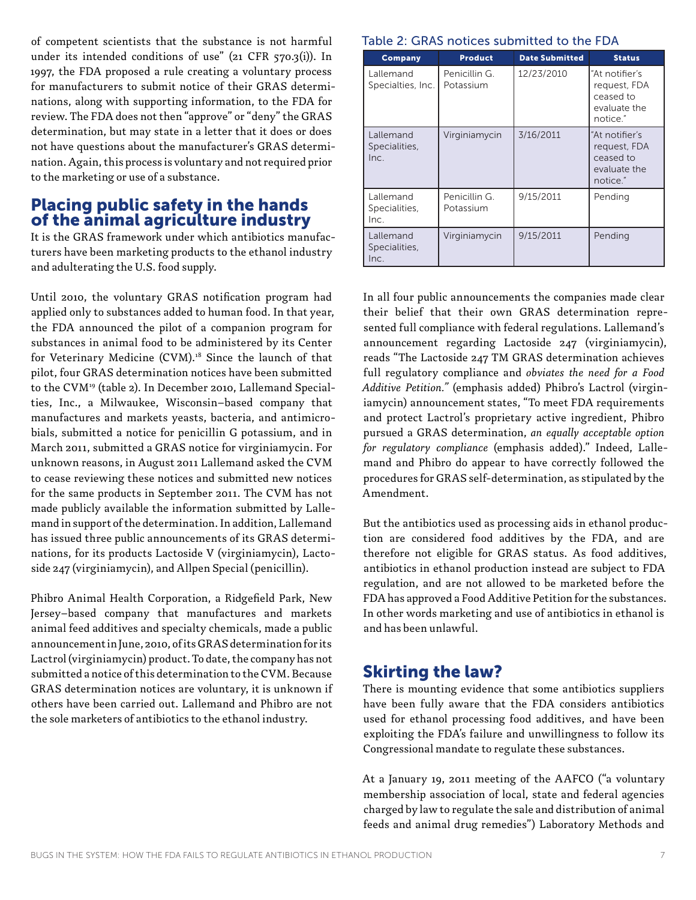of competent scientists that the substance is not harmful under its intended conditions of use" (21 CFR 570.3(i)). In 1997, the FDA proposed a rule creating a voluntary process for manufacturers to submit notice of their GRAS determinations, along with supporting information, to the FDA for review. The FDA does not then "approve" or "deny" the GRAS determination, but may state in a letter that it does or does not have questions about the manufacturer's GRAS determination. Again, this process is voluntary and not required prior to the marketing or use of a substance.

## Placing public safety in the hands of the animal agriculture industry

It is the GRAS framework under which antibiotics manufacturers have been marketing products to the ethanol industry and adulterating the U.S. food supply.

Until 2010, the voluntary GRAS notification program had applied only to substances added to human food. In that year, the FDA announced the pilot of a companion program for substances in animal food to be administered by its Center for Veterinary Medicine (CVM).[18] Since the launch of that pilot, four GRAS determination notices have been submitted to the CVM[19] (table 2). In December 2010, Lallemand Specialties, Inc., a Milwaukee, Wisconsin–based company that manufactures and markets yeasts, bacteria, and antimicrobials, submitted a notice for penicillin G potassium, and in March 2011, submitted a GRAS notice for virginiamycin. For unknown reasons, in August 2011 Lallemand asked the CVM to cease reviewing these notices and submitted new notices for the same products in September 2011. The CVM has not made publicly available the information submitted by Lallemand in support of the determination. In addition, Lallemand has issued three public announcements of its GRAS determinations, for its products Lactoside V (virginiamycin), Lactoside 247 (virginiamycin), and Allpen Special (penicillin).

Phibro Animal Health Corporation, a Ridgefield Park, New Jersey–based company that manufactures and markets animal feed additives and specialty chemicals, made a public announcement in June, 2010, of its GRAS determination for its Lactrol (virginiamycin) product. To date, the company has not submitted a notice of this determination to the CVM. Because GRAS determination notices are voluntary, it is unknown if others have been carried out. Lallemand and Phibro are not the sole marketers of antibiotics to the ethanol industry.

Table 2: GRAS notices submitted to the FDA

| Company | Product | Date Submitted | Status |
|---|---|---|---|
| Lallemand Specialties, Inc. | Penicillin G. Potassium | 12/23/2010 | "At notifier's request, FDA ceased to evaluate the notice." |
| Lallemand Specialities, Inc. | Virginiamycin | 3/16/2011 | "At notifier's request, FDA ceased to evaluate the notice." |
| Lallemand Specialities, Inc. | Penicillin G. Potassium | 9/15/2011 | Pending |
| Lallemand Specialities, Inc. | Virginiamycin | 9/15/2011 | Pending |

In all four public announcements the companies made clear their belief that their own GRAS determination represented full compliance with federal regulations. Lallemand's announcement regarding Lactoside 247 (virginiamycin), reads "The Lactoside 247 TM GRAS determination achieves full regulatory compliance and *obviates the need for a Food Additive Petition."* (emphasis added) Phibro's Lactrol (virginiamycin) announcement states, "To meet FDA requirements and protect Lactrol's proprietary active ingredient, Phibro pursued a GRAS determination, *an equally acceptable option for regulatory compliance* (emphasis added)." Indeed, Lallemand and Phibro do appear to have correctly followed the procedures for GRAS self-determination, as stipulated by the Amendment.

But the antibiotics used as processing aids in ethanol production are considered food additives by the FDA, and are therefore not eligible for GRAS status. As food additives, antibiotics in ethanol production instead are subject to FDA regulation, and are not allowed to be marketed before the FDA has approved a Food Additive Petition for the substances. In other words marketing and use of antibiotics in ethanol is and has been unlawful.

## Skirting the law?

There is mounting evidence that some antibiotics suppliers have been fully aware that the FDA considers antibiotics used for ethanol processing food additives, and have been exploiting the FDA's failure and unwillingness to follow its Congressional mandate to regulate these substances.

At a January 19, 2011 meeting of the AAFCO ("a voluntary membership association of local, state and federal agencies charged by law to regulate the sale and distribution of animal feeds and animal drug remedies") Laboratory Methods and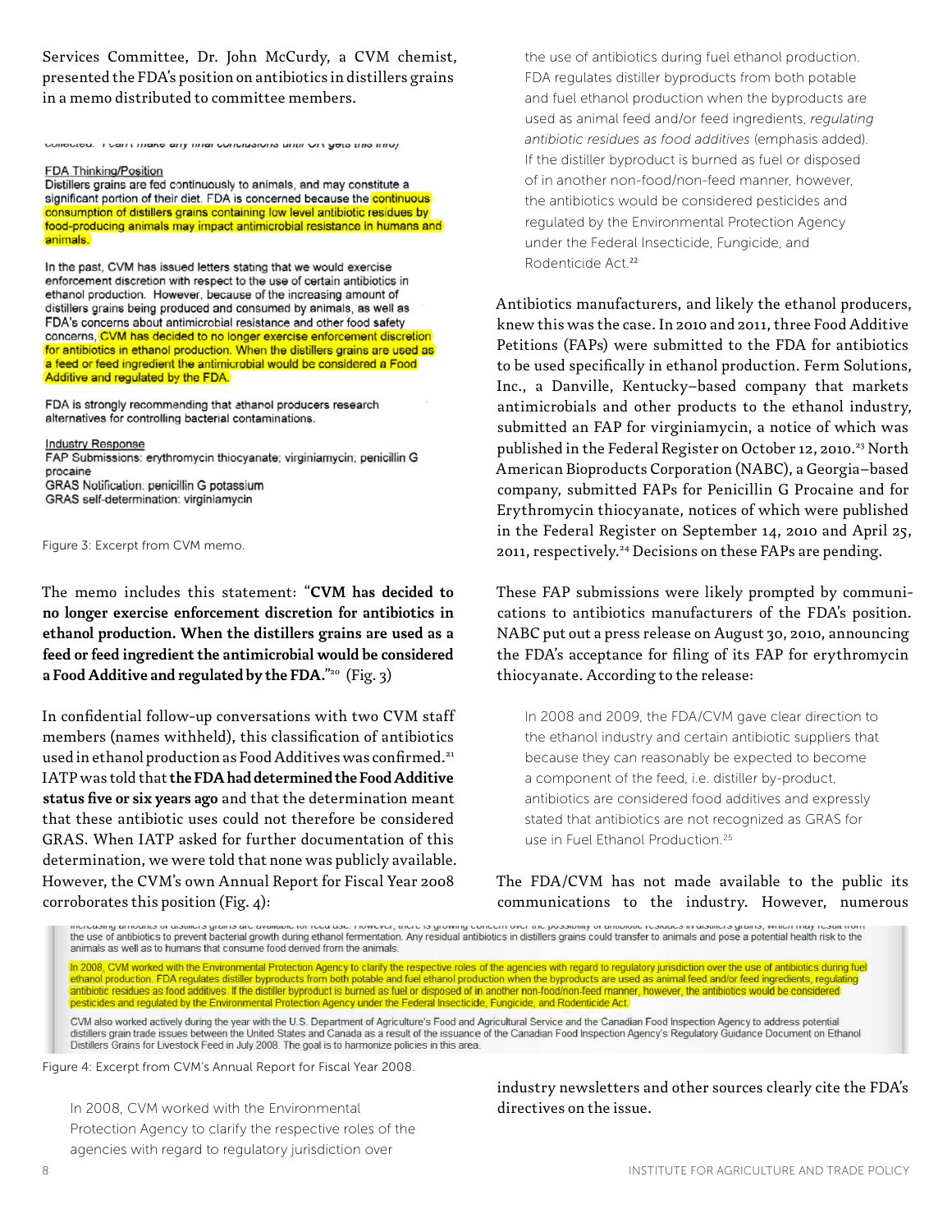Services Committee, Dr. John McCurdy, a CVM chemist, presented the FDA's position on antibiotics in distillers grains in a memo distributed to committee members.

collected. I can't make any final conclusions until OR gets this info)

FDA Thinking/Position
Distillers grains are fed continuously to animals, and may constitute a significant portion of their diet. FDA is concerned because the continuous consumption of distillers grains containing low level antibiotic residues by food-producing animals may impact antimicrobial resistance in humans and animals.

In the past, CVM has issued letters stating that we would exercise enforcement discretion with respect to the use of certain antibiotics in ethanol production. However, because of the increasing amount of distillers grains being produced and consumed by animals, as well as FDA's concerns about antimicrobial resistance and other food safety concerns, CVM has decided to no longer exercise enforcement discretion for antibiotics in ethanol production. When the distillers grains are used as a feed or feed ingredient the antimicrobial would be considered a Food Additive and regulated by the FDA.

FDA is strongly recommending that ethanol producers research alternatives for controlling bacterial contaminations.

Industry Response
FAP Submissions: erythromycin thiocyanate; virginiamycin; penicillin G procaine
GRAS Notification: penicillin G potassium
GRAS self-determination: virginiamycin

Figure 3: Excerpt from CVM memo.

The memo includes this statement: "**CVM has decided to no longer exercise enforcement discretion for antibiotics in ethanol production. When the distillers grains are used as a feed or feed ingredient the antimicrobial would be considered a Food Additive and regulated by the FDA.**"[20] (Fig. 3)

In confidential follow-up conversations with two CVM staff members (names withheld), this classification of antibiotics used in ethanol production as Food Additives was confirmed.[21] IATP was told that **the FDA had determined the Food Additive status five or six years ago** and that the determination meant that these antibiotic uses could not therefore be considered GRAS. When IATP asked for further documentation of this determination, we were told that none was publicly available. However, the CVM's own Annual Report for Fiscal Year 2008 corroborates this position (Fig. 4):

increasing amounts of distillers grains are available for feed use. However, there is growing concern over the possibility of antibiotic residues in distillers grains, which may result from the use of antibiotics to prevent bacterial growth during ethanol fermentation. Any residual antibiotics in distillers grains could transfer to animals and pose a potential health risk to the animals as well as to humans that consume food derived from the animals.

In 2008, CVM worked with the Environmental Protection Agency to clarify the respective roles of the agencies with regard to regulatory jurisdiction over the use of antibiotics during fuel ethanol production. FDA regulates distiller byproducts from both potable and fuel ethanol production when the byproducts are used as animal feed and/or feed ingredients, regulating antibiotic residues as food additives. If the distiller byproduct is burned as fuel or disposed of in another non-food/non-feed manner, however, the antibiotics would be considered pesticides and regulated by the Environmental Protection Agency under the Federal Insecticide, Fungicide, and Rodenticide Act.

CVM also worked actively during the year with the U.S. Department of Agriculture's Food and Agricultural Service and the Canadian Food Inspection Agency to address potential distillers grain trade issues between the United States and Canada as a result of the issuance of the Canadian Food Inspection Agency's Regulatory Guidance Document on Ethanol Distillers Grains for Livestock Feed in July 2008. The goal is to harmonize policies in this area.

Figure 4: Excerpt from CVM's Annual Report for Fiscal Year 2008.

> In 2008, CVM worked with the Environmental Protection Agency to clarify the respective roles of the agencies with regard to regulatory jurisdiction over the use of antibiotics during fuel ethanol production. FDA regulates distiller byproducts from both potable and fuel ethanol production when the byproducts are used as animal feed and/or feed ingredients, *regulating antibiotic residues as food additives* (emphasis added). If the distiller byproduct is burned as fuel or disposed of in another non-food/non-feed manner, however, the antibiotics would be considered pesticides and regulated by the Environmental Protection Agency under the Federal Insecticide, Fungicide, and Rodenticide Act.[22]

Antibiotics manufacturers, and likely the ethanol producers, knew this was the case. In 2010 and 2011, three Food Additive Petitions (FAPs) were submitted to the FDA for antibiotics to be used specifically in ethanol production. Ferm Solutions, Inc., a Danville, Kentucky–based company that markets antimicrobials and other products to the ethanol industry, submitted an FAP for virginiamycin, a notice of which was published in the Federal Register on October 12, 2010.[23] North American Bioproducts Corporation (NABC), a Georgia–based company, submitted FAPs for Penicillin G Procaine and for Erythromycin thiocyanate, notices of which were published in the Federal Register on September 14, 2010 and April 25, 2011, respectively.[24] Decisions on these FAPs are pending.

These FAP submissions were likely prompted by communications to antibiotics manufacturers of the FDA's position. NABC put out a press release on August 30, 2010, announcing the FDA's acceptance for filing of its FAP for erythromycin thiocyanate. According to the release:

> In 2008 and 2009, the FDA/CVM gave clear direction to the ethanol industry and certain antibiotic suppliers that because they can reasonably be expected to become a component of the feed, i.e. distiller by-product, antibiotics are considered food additives and expressly stated that antibiotics are not recognized as GRAS for use in Fuel Ethanol Production.[25]

The FDA/CVM has not made available to the public its communications to the industry. However, numerous industry newsletters and other sources clearly cite the FDA's directives on the issue.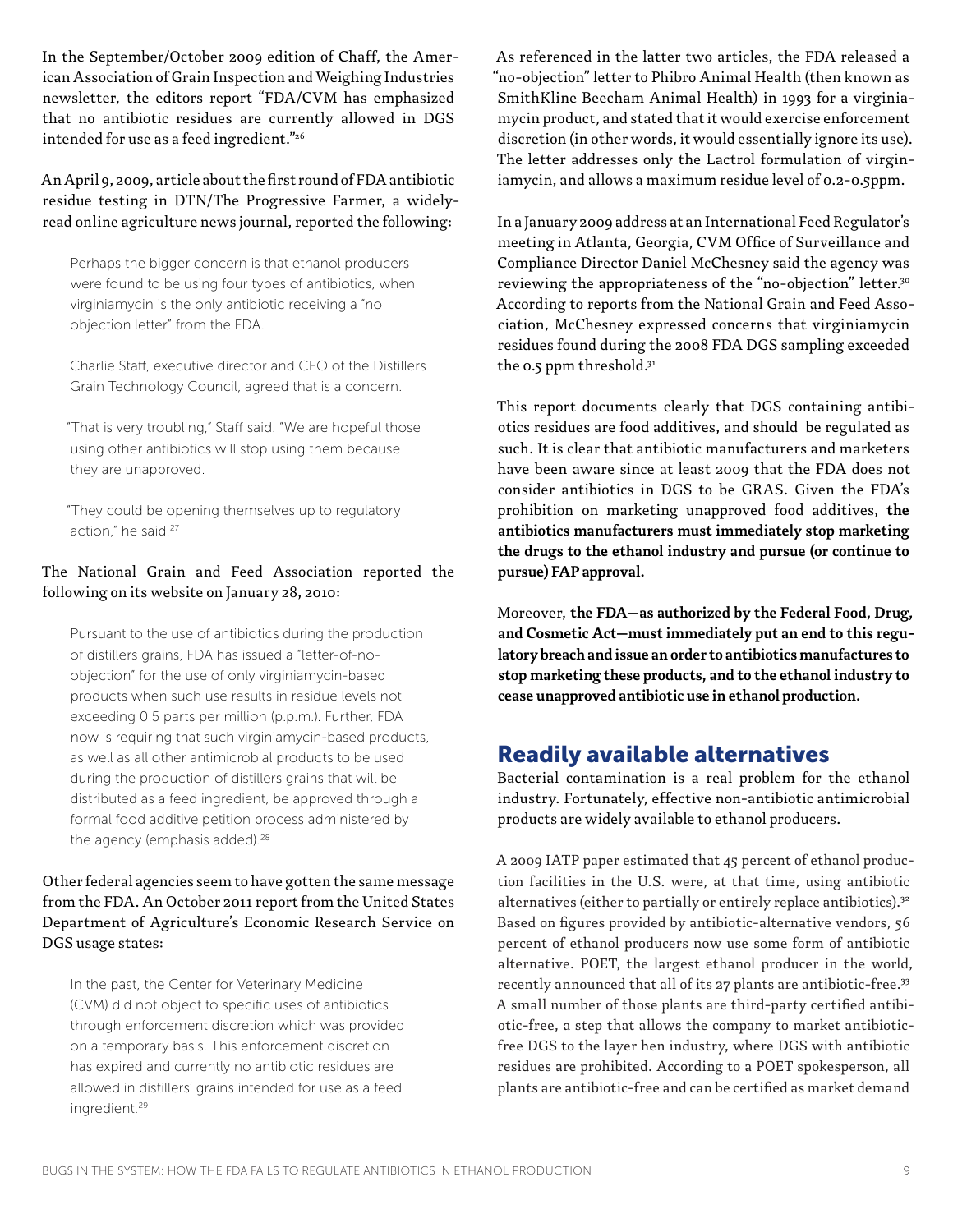In the September/October 2009 edition of Chaff, the American Association of Grain Inspection and Weighing Industries newsletter, the editors report "FDA/CVM has emphasized that no antibiotic residues are currently allowed in DGS intended for use as a feed ingredient."[26]

An April 9, 2009, article about the first round of FDA antibiotic residue testing in DTN/The Progressive Farmer, a widely-read online agriculture news journal, reported the following:

> Perhaps the bigger concern is that ethanol producers were found to be using four types of antibiotics, when virginiamycin is the only antibiotic receiving a "no objection letter" from the FDA.
>
> Charlie Staff, executive director and CEO of the Distillers Grain Technology Council, agreed that is a concern.
>
> "That is very troubling," Staff said. "We are hopeful those using other antibiotics will stop using them because they are unapproved.
>
> "They could be opening themselves up to regulatory action," he said.[27]

The National Grain and Feed Association reported the following on its website on January 28, 2010:

> Pursuant to the use of antibiotics during the production of distillers grains, FDA has issued a "letter-of-no-objection" for the use of only virginiamycin-based products when such use results in residue levels not exceeding 0.5 parts per million (p.p.m.). Further, FDA now is requiring that such virginiamycin-based products, as well as all other antimicrobial products to be used during the production of distillers grains that will be distributed as a feed ingredient, be approved through a formal food additive petition process administered by the agency (emphasis added).[28]

Other federal agencies seem to have gotten the same message from the FDA. An October 2011 report from the United States Department of Agriculture's Economic Research Service on DGS usage states:

> In the past, the Center for Veterinary Medicine (CVM) did not object to specific uses of antibiotics through enforcement discretion which was provided on a temporary basis. This enforcement discretion has expired and currently no antibiotic residues are allowed in distillers' grains intended for use as a feed ingredient.[29]

As referenced in the latter two articles, the FDA released a "no-objection" letter to Phibro Animal Health (then known as SmithKline Beecham Animal Health) in 1993 for a virginiamycin product, and stated that it would exercise enforcement discretion (in other words, it would essentially ignore its use). The letter addresses only the Lactrol formulation of virginiamycin, and allows a maximum residue level of 0.2-0.5ppm.

In a January 2009 address at an International Feed Regulator's meeting in Atlanta, Georgia, CVM Office of Surveillance and Compliance Director Daniel McChesney said the agency was reviewing the appropriateness of the "no-objection" letter.[30] According to reports from the National Grain and Feed Association, McChesney expressed concerns that virginiamycin residues found during the 2008 FDA DGS sampling exceeded the 0.5 ppm threshold.[31]

This report documents clearly that DGS containing antibiotics residues are food additives, and should be regulated as such. It is clear that antibiotic manufacturers and marketers have been aware since at least 2009 that the FDA does not consider antibiotics in DGS to be GRAS. Given the FDA's prohibition on marketing unapproved food additives, **the antibiotics manufacturers must immediately stop marketing the drugs to the ethanol industry and pursue (or continue to pursue) FAP approval.**

Moreover, **the FDA—as authorized by the Federal Food, Drug, and Cosmetic Act—must immediately put an end to this regulatory breach and issue an order to antibiotics manufactures to stop marketing these products, and to the ethanol industry to cease unapproved antibiotic use in ethanol production.**

## Readily available alternatives

Bacterial contamination is a real problem for the ethanol industry. Fortunately, effective non-antibiotic antimicrobial products are widely available to ethanol producers.

A 2009 IATP paper estimated that 45 percent of ethanol production facilities in the U.S. were, at that time, using antibiotic alternatives (either to partially or entirely replace antibiotics).[32] Based on figures provided by antibiotic-alternative vendors, 56 percent of ethanol producers now use some form of antibiotic alternative. POET, the largest ethanol producer in the world, recently announced that all of its 27 plants are antibiotic-free.[33] A small number of those plants are third-party certified antibiotic-free, a step that allows the company to market antibiotic-free DGS to the layer hen industry, where DGS with antibiotic residues are prohibited. According to a POET spokesperson, all plants are antibiotic-free and can be certified as market demand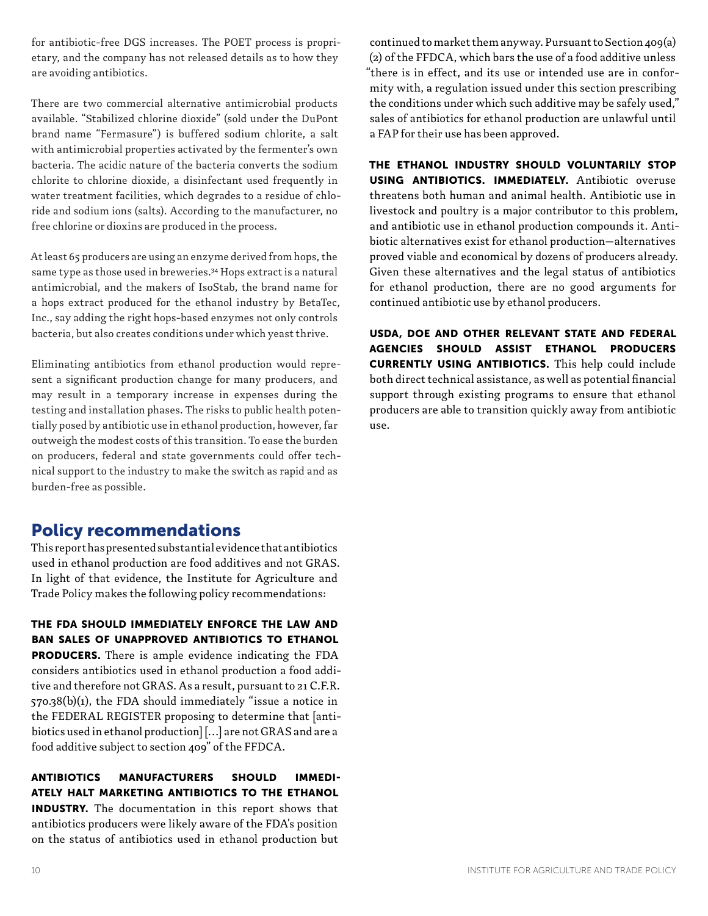for antibiotic-free DGS increases. The POET process is proprietary, and the company has not released details as to how they are avoiding antibiotics.

There are two commercial alternative antimicrobial products available. "Stabilized chlorine dioxide" (sold under the DuPont brand name "Fermasure") is buffered sodium chlorite, a salt with antimicrobial properties activated by the fermenter's own bacteria. The acidic nature of the bacteria converts the sodium chlorite to chlorine dioxide, a disinfectant used frequently in water treatment facilities, which degrades to a residue of chloride and sodium ions (salts). According to the manufacturer, no free chlorine or dioxins are produced in the process.

At least 65 producers are using an enzyme derived from hops, the same type as those used in breweries.[34] Hops extract is a natural antimicrobial, and the makers of IsoStab, the brand name for a hops extract produced for the ethanol industry by BetaTec, Inc., say adding the right hops-based enzymes not only controls bacteria, but also creates conditions under which yeast thrive.

Eliminating antibiotics from ethanol production would represent a significant production change for many producers, and may result in a temporary increase in expenses during the testing and installation phases. The risks to public health potentially posed by antibiotic use in ethanol production, however, far outweigh the modest costs of this transition. To ease the burden on producers, federal and state governments could offer technical support to the industry to make the switch as rapid and as burden-free as possible.

## Policy recommendations

This report has presented substantial evidence that antibiotics used in ethanol production are food additives and not GRAS. In light of that evidence, the Institute for Agriculture and Trade Policy makes the following policy recommendations:

**THE FDA SHOULD IMMEDIATELY ENFORCE THE LAW AND BAN SALES OF UNAPPROVED ANTIBIOTICS TO ETHANOL PRODUCERS.** There is ample evidence indicating the FDA considers antibiotics used in ethanol production a food additive and therefore not GRAS. As a result, pursuant to 21 C.F.R. 570.38(b)(1), the FDA should immediately "issue a notice in the FEDERAL REGISTER proposing to determine that [antibiotics used in ethanol production] […] are not GRAS and are a food additive subject to section 409" of the FFDCA.

**ANTIBIOTICS MANUFACTURERS SHOULD IMMEDIATELY HALT MARKETING ANTIBIOTICS TO THE ETHANOL INDUSTRY.** The documentation in this report shows that antibiotics producers were likely aware of the FDA's position on the status of antibiotics used in ethanol production but continued to market them anyway. Pursuant to Section 409(a)(2) of the FFDCA, which bars the use of a food additive unless "there is in effect, and its use or intended use are in conformity with, a regulation issued under this section prescribing the conditions under which such additive may be safely used," sales of antibiotics for ethanol production are unlawful until a FAP for their use has been approved.

**THE ETHANOL INDUSTRY SHOULD VOLUNTARILY STOP USING ANTIBIOTICS. IMMEDIATELY.** Antibiotic overuse threatens both human and animal health. Antibiotic use in livestock and poultry is a major contributor to this problem, and antibiotic use in ethanol production compounds it. Antibiotic alternatives exist for ethanol production—alternatives proved viable and economical by dozens of producers already. Given these alternatives and the legal status of antibiotics for ethanol production, there are no good arguments for continued antibiotic use by ethanol producers.

**USDA, DOE AND OTHER RELEVANT STATE AND FEDERAL AGENCIES SHOULD ASSIST ETHANOL PRODUCERS CURRENTLY USING ANTIBIOTICS.** This help could include both direct technical assistance, as well as potential financial support through existing programs to ensure that ethanol producers are able to transition quickly away from antibiotic use.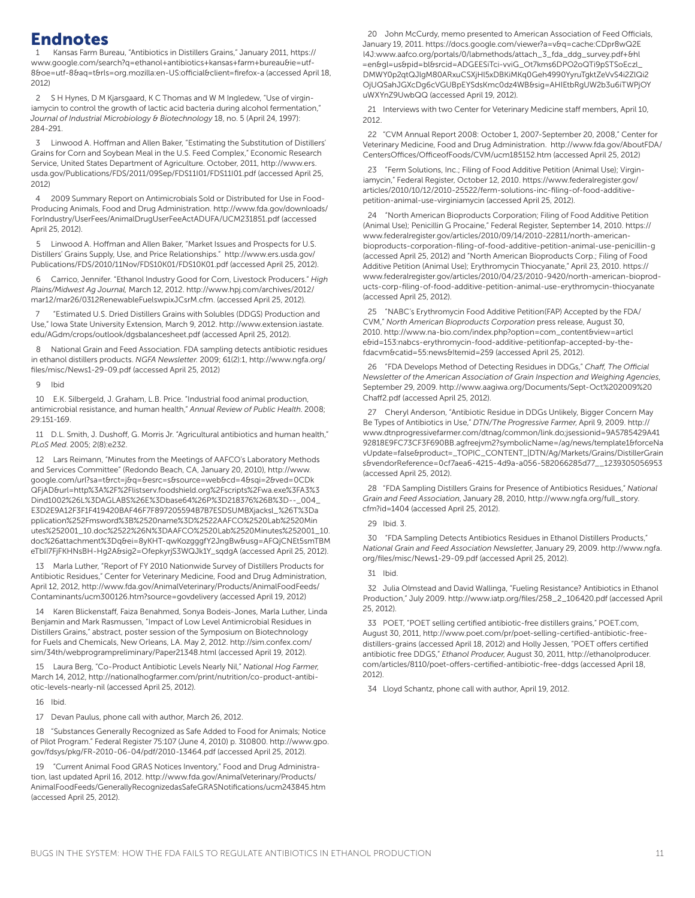# Endnotes

1 Kansas Farm Bureau, "Antibiotics in Distillers Grains," January 2011, https://www.google.com/search?q=ethanol+antibiotics+kansas+farm+bureau&ie=utf-8&oe=utf-8&aq=t&rls=org.mozilla:en-US:official&client=firefox-a (accessed April 18, 2012)

2 S H Hynes, D M Kjarsgaard, K C Thomas and W M Ingledew, "Use of virginiamycin to control the growth of lactic acid bacteria during alcohol fermentation," *Journal of Industrial Microbiology & Biotechnology* 18, no. 5 (April 24, 1997): 284-291.

3 Linwood A. Hoffman and Allen Baker, "Estimating the Substitution of Distillers' Grains for Corn and Soybean Meal in the U.S. Feed Complex," Economic Research Service, United States Department of Agriculture. October, 2011, http://www.ers.usda.gov/Publications/FDS/2011/09Sep/FDS11I01/FDS11I01.pdf (accessed April 25, 2012)

4 2009 Summary Report on Antimicrobials Sold or Distributed for Use in Food-Producing Animals, Food and Drug Administration. http://www.fda.gov/downloads/ForIndustry/UserFees/AnimalDrugUserFeeActADUFA/UCM231851.pdf (accessed April 25, 2012).

5 Linwood A. Hoffman and Allen Baker, "Market Issues and Prospects for U.S. Distillers' Grains Supply, Use, and Price Relationships." http://www.ers.usda.gov/Publications/FDS/2010/11Nov/FDS10K01/FDS10K01.pdf (accessed April 25, 2012).

6 Carrico, Jennifer. "Ethanol Industry Good for Corn, Livestock Producers." *High Plains/Midwest Ag Journal,* March 12, 2012. http://www.hpj.com/archives/2012/mar12/mar26/0312RenewableFuelswpixJCsrM.cfm. (accessed April 25, 2012).

7 "Estimated U.S. Dried Distillers Grains with Solubles (DDGS) Production and Use," Iowa State University Extension, March 9, 2012. http://www.extension.iastate.edu/AGdm/crops/outlook/dgsbalancesheet.pdf (accessed April 25, 2012).

8 National Grain and Feed Association. FDA sampling detects antibiotic residues in ethanol distillers products. *NGFA Newsletter.* 2009; 61(2):1, http://www.ngfa.org/files/misc/News1-29-09.pdf (accessed April 25, 2012)

9 Ibid

10 E.K. Silbergeld, J. Graham, L.B. Price. "Industrial food animal production, antimicrobial resistance, and human health," *Annual Review of Public Health*. 2008; 29:151-169.

11 D.L. Smith, J. Dushoff, G. Morris Jr. "Agricultural antibiotics and human health," *PLoS Med*. 2005; 2(8):e232.

12 Lars Reimann, "Minutes from the Meetings of AAFCO's Laboratory Methods and Services Committee" (Redondo Beach, CA, January 20, 2010), http://www.google.com/url?sa=t&rct=j&q=&esrc=s&source=web&cd=4&sqi=2&ved=0CDkQFjAD&url=http%3A%2F%2Flistserv.foodshield.org%2Fscripts%2Fwa.exe%3FA3%3Dind1002%26L%3DAGLABS%26E%3Dbase64%26P%3D218376%26B%3D--_004_E3D2E9A12F3F1F419420BAF46F7F897205594B7B7ESDSUMBXjacksl_%26T%3Dapplication%252Fmsword%3B%2520name%3D%2522AAFCO%2520Lab%2520Minutes%252001_10.doc%2522%26N%3DAAFCO%2520Lab%2520Minutes%252001_10.doc%26attachment%3Dq&ei=8yKHT-qwKozgggfY2JngBw&usg=AFQjCNEt5smTBMeTbII7FjFKHNsBH-Hg2A&sig2=OfepkyrjS3WQJk1Y_sqdgA (accessed April 25, 2012).

13 Marla Luther, "Report of FY 2010 Nationwide Survey of Distillers Products for Antibiotic Residues," Center for Veterinary Medicine, Food and Drug Administration, April 12, 2012, http://www.fda.gov/AnimalVeterinary/Products/AnimalFoodFeeds/Contaminants/ucm300126.htm?source=govdelivery (accessed April 19, 2012)

14 Karen Blickenstaff, Faiza Benahmed, Sonya Bodeis-Jones, Marla Luther, Linda Benjamin and Mark Rasmussen, "Impact of Low Level Antimicrobial Residues in Distillers Grains," abstract, poster session of the Symposium on Biotechnology for Fuels and Chemicals, New Orleans, LA. May 2, 2012. http://sim.confex.com/sim/34th/webprogrampreliminary/Paper21348.html (accessed April 19, 2012).

15 Laura Berg, "Co-Product Antibiotic Levels Nearly Nil," *National Hog Farmer,* March 14, 2012, http://nationalhogfarmer.com/print/nutrition/co-product-antibiotic-levels-nearly-nil (accessed April 25, 2012).

16 Ibid.

17 Devan Paulus, phone call with author, March 26, 2012.

18 "Substances Generally Recognized as Safe Added to Food for Animals; Notice of Pilot Program." Federal Register 75:107 (June 4, 2010) p. 310800. http://www.gpo.gov/fdsys/pkg/FR-2010-06-04/pdf/2010-13464.pdf (accessed April 25, 2012).

19 "Current Animal Food GRAS Notices Inventory," Food and Drug Administration, last updated April 16, 2012. http://www.fda.gov/AnimalVeterinary/Products/AnimalFoodFeeds/GenerallyRecognizedasSafeGRASNotifications/ucm243845.htm (accessed April 25, 2012).

20 John McCurdy, memo presented to American Association of Feed Officials, January 19, 2011. https://docs.google.com/viewer?a=v&q=cache:CDpr8wQ2El4J:www.aafco.org/portals/0/labmethods/attach_3_fda_ddg_survey.pdf+&hl=en&gl=us&pid=bl&srcid=ADGEESiTci-vviG_Ot7kms6DPO2oQTi9pSTSoEczl_DMWY0p2qtQJlgM80ARxuCSXjHl5xDBKiMKq0Geh4990YyruTgktZeVvS4i2ZlQi2OjUQSahJGXcDg6cVGUBpEYSdsKmc0dz4WB&sig=AHIEtbRgUW2b3u6iTWPjOYuWXYnZ9UwbQQ (accessed April 19, 2012).

21 Interviews with two Center for Veterinary Medicine staff members, April 10, 2012.

22 "CVM Annual Report 2008: October 1, 2007-September 20, 2008," Center for Veterinary Medicine, Food and Drug Administration. http://www.fda.gov/AboutFDA/CentersOffices/OfficeofFoods/CVM/ucm185152.htm (accessed April 25, 2012)

23 "Ferm Solutions, Inc.; Filing of Food Additive Petition (Animal Use); Virginiamycin," Federal Register, October 12, 2010. https://www.federalregister.gov/articles/2010/10/12/2010-25522/ferm-solutions-inc-filing-of-food-additive-petition-animal-use-virginiamycin (accessed April 25, 2012).

24 "North American Bioproducts Corporation; Filing of Food Additive Petition (Animal Use); Penicillin G Procaine," Federal Register, September 14, 2010. https://www.federalregister.gov/articles/2010/09/14/2010-22811/north-american-bioproducts-corporation-filing-of-food-additive-petition-animal-use-penicillin-g (accessed April 25, 2012) and "North American Bioproducts Corp.; Filing of Food Additive Petition (Animal Use); Erythromycin Thiocyanate," April 23, 2010. https://www.federalregister.gov/articles/2010/04/23/2010-9420/north-american-bioproducts-corp-filing-of-food-additive-petition-animal-use-erythromycin-thiocyanate (accessed April 25, 2012).

25 "NABC's Erythromycin Food Additive Petition(FAP) Accepted by the FDA/CVM," *North American Bioproducts Corporation* press release, August 30, 2010. http://www.na-bio.com/index.php?option=com_content&view=article&id=153:nabcs-erythromycin-food-additive-petitionfap-accepted-by-the-fdacvm&catid=55:news&Itemid=259 (accessed April 25, 2012).

26 "FDA Develops Method of Detecting Residues in DDGs," *Chaff, The Official Newsletter of the American Association of Grain Inspection and Weighing Agencies*, September 29, 2009. http://www.aagiwa.org/Documents/Sept-Oct%202009%20Chaff2.pdf (accessed April 25, 2012).

27 Cheryl Anderson, "Antibiotic Residue in DDGs Unlikely, Bigger Concern May Be Types of Antibiotics in Use," *DTN/The Progressive Farmer*, April 9, 2009. http://www.dtnprogressivefarmer.com/dtnag/common/link.do;jsessionid=9A5785429A4192818E9FC73CF3F690BB.agfreejvm2?symbolicName=/ag/news/template1&forceNavUpdate=false&product=_TOPIC_CONTENT_|DTN/Ag/Markets/Grains/DistillerGrains&vendorReference=0cf7aea6-4215-4d9a-a056-582066285d77__1239305056953 (accessed April 25, 2012).

28 "FDA Sampling Distillers Grains for Presence of Antibiotics Residues," *National Grain and Feed Association*, January 28, 2010, http://www.ngfa.org/full_story.cfm?id=1404 (accessed April 25, 2012).

29 Ibid. 3.

30 "FDA Sampling Detects Antibiotics Residues in Ethanol Distillers Products," *National Grain and Feed Association Newsletter,* January 29, 2009. http://www.ngfa.org/files/misc/News1-29-09.pdf (accessed April 25, 2012).

31 Ibid.

32 Julia Olmstead and David Wallinga, "Fueling Resistance? Antibiotics in Ethanol Production," July 2009. http://www.iatp.org/files/258_2_106420.pdf (accessed April 25, 2012).

33 POET, "POET selling certified antibiotic-free distillers grains," POET.com, August 30, 2011, http://www.poet.com/pr/poet-selling-certified-antibiotic-free-distillers-grains (accessed April 18, 2012) and Holly Jessen, "POET offers certified antibiotic free DDGS," *Ethanol Producer,* August 30, 2011, http://ethanolproducer.com/articles/8110/poet-offers-certified-antibiotic-free-ddgs (accessed April 18, 2012).

34 Lloyd Schantz, phone call with author, April 19, 2012.